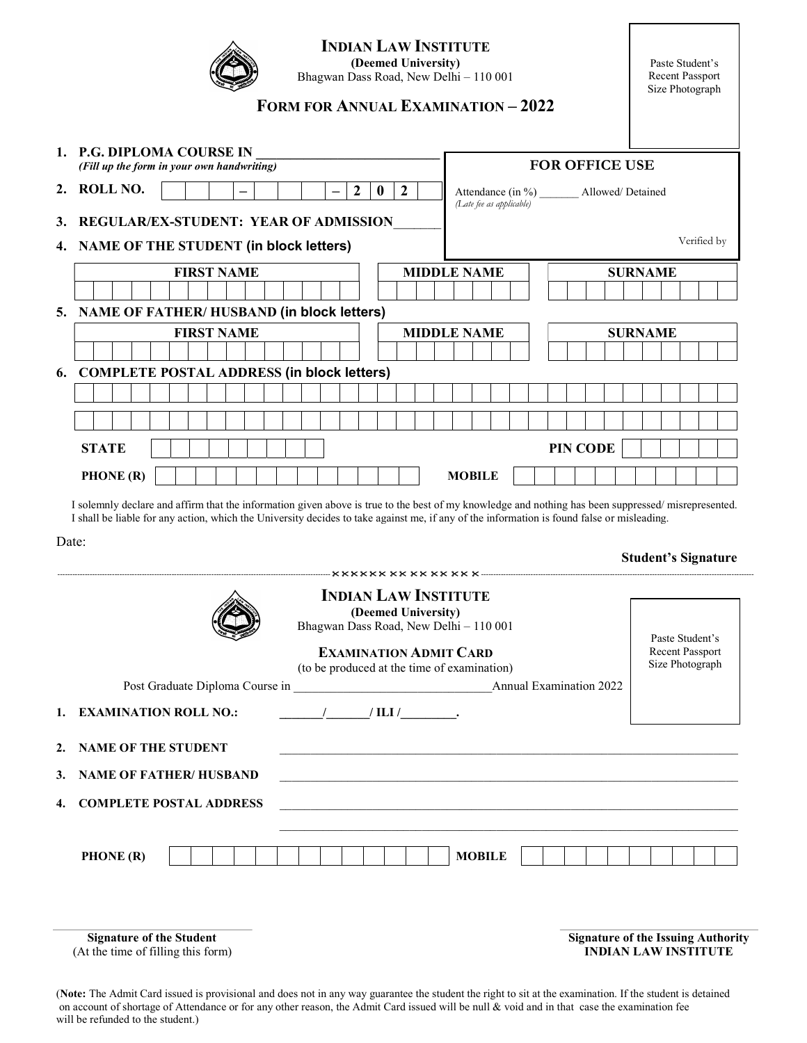# INDIAN LAW INSTITUTE

**(Deemed University)**

Bhagwan Dass Road, New Delhi – 110 001

## FORM FOR ANNUAL EXAMINATION – 2022

Paste Student's Recent Passport Size Photograph

**1. P.G. DIPLOMA COURSE IN** ___________________________

*(Fill up the form in your own handwriting)*

**2. ROLL NO.** _ _ _ _ – _ _ _ _ – 2 0 2 _

**3. REGULAR/EX-STUDENT: YEAR OF ADMISSION**_______

**FOR OFFICE USE**

Attendance (in %) _______ Allowed/ Detained

*(Late fee as applicable)*

Verified by

**4. NAME OF THE STUDENT (in block letters)**

| FIRST NAME | MIDDLE NAME | SURNAME |
|---|---|---|
| | | |

**5. NAME OF FATHER/ HUSBAND (in block letters)**

| FIRST NAME | MIDDLE NAME | SURNAME |
|---|---|---|
| | | |

**6. COMPLETE POSTAL ADDRESS (in block letters)**

**STATE** | **PIN CODE**

**PHONE (R)** | **MOBILE**

I solemnly declare and affirm that the information given above is true to the best of my knowledge and nothing has been suppressed/ misrepresented. I shall be liable for any action, which the University decides to take against me, if any of the information is found false or misleading.

Date:

**Student's Signature**

---

# INDIAN LAW INSTITUTE

**(Deemed University)**

Bhagwan Dass Road, New Delhi – 110 001

## EXAMINATION ADMIT CARD

(to be produced at the time of examination)

Paste Student's Recent Passport Size Photograph

Post Graduate Diploma Course in ________________________________Annual Examination 2022

**1. EXAMINATION ROLL NO.:** _______/_______/ ILI /_________.

**2. NAME OF THE STUDENT** ___________________________________________

**3. NAME OF FATHER/ HUSBAND** ___________________________________________

**4. COMPLETE POSTAL ADDRESS** ___________________________________________

___________________________________________

**PHONE (R)** | **MOBILE**

**Signature of the Student**
(At the time of filling this form)

**Signature of the Issuing Authority**
**INDIAN LAW INSTITUTE**

(**Note:** The Admit Card issued is provisional and does not in any way guarantee the student the right to sit at the examination. If the student is detained on account of shortage of Attendance or for any other reason, the Admit Card issued will be null & void and in that case the examination fee will be refunded to the student.)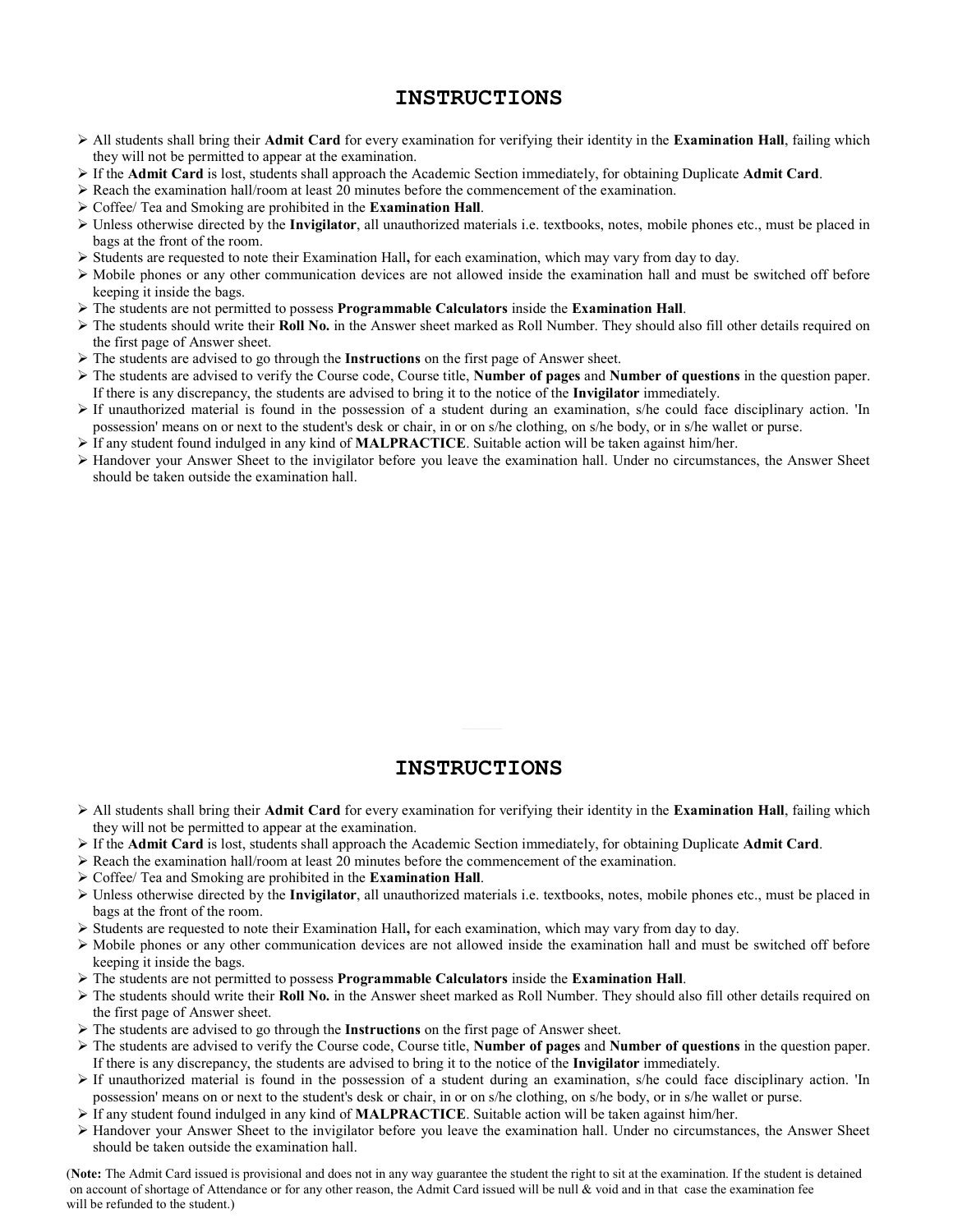# INSTRUCTIONS

- All students shall bring their **Admit Card** for every examination for verifying their identity in the **Examination Hall**, failing which they will not be permitted to appear at the examination.
- If the **Admit Card** is lost, students shall approach the Academic Section immediately, for obtaining Duplicate **Admit Card**.
- Reach the examination hall/room at least 20 minutes before the commencement of the examination.
- Coffee/ Tea and Smoking are prohibited in the **Examination Hall**.
- Unless otherwise directed by the **Invigilator**, all unauthorized materials i.e. textbooks, notes, mobile phones etc., must be placed in bags at the front of the room.
- Students are requested to note their Examination Hall**,** for each examination, which may vary from day to day.
- Mobile phones or any other communication devices are not allowed inside the examination hall and must be switched off before keeping it inside the bags.
- The students are not permitted to possess **Programmable Calculators** inside the **Examination Hall**.
- The students should write their **Roll No.** in the Answer sheet marked as Roll Number. They should also fill other details required on the first page of Answer sheet.
- The students are advised to go through the **Instructions** on the first page of Answer sheet.
- The students are advised to verify the Course code, Course title, **Number of pages** and **Number of questions** in the question paper. If there is any discrepancy, the students are advised to bring it to the notice of the **Invigilator** immediately.
- If unauthorized material is found in the possession of a student during an examination, s/he could face disciplinary action. 'In possession' means on or next to the student's desk or chair, in or on s/he clothing, on s/he body, or in s/he wallet or purse.
- If any student found indulged in any kind of **MALPRACTICE**. Suitable action will be taken against him/her.
- Handover your Answer Sheet to the invigilator before you leave the examination hall. Under no circumstances, the Answer Sheet should be taken outside the examination hall.

# INSTRUCTIONS

- All students shall bring their **Admit Card** for every examination for verifying their identity in the **Examination Hall**, failing which they will not be permitted to appear at the examination.
- If the **Admit Card** is lost, students shall approach the Academic Section immediately, for obtaining Duplicate **Admit Card**.
- Reach the examination hall/room at least 20 minutes before the commencement of the examination.
- Coffee/ Tea and Smoking are prohibited in the **Examination Hall**.
- Unless otherwise directed by the **Invigilator**, all unauthorized materials i.e. textbooks, notes, mobile phones etc., must be placed in bags at the front of the room.
- Students are requested to note their Examination Hall**,** for each examination, which may vary from day to day.
- Mobile phones or any other communication devices are not allowed inside the examination hall and must be switched off before keeping it inside the bags.
- The students are not permitted to possess **Programmable Calculators** inside the **Examination Hall**.
- The students should write their **Roll No.** in the Answer sheet marked as Roll Number. They should also fill other details required on the first page of Answer sheet.
- The students are advised to go through the **Instructions** on the first page of Answer sheet.
- The students are advised to verify the Course code, Course title, **Number of pages** and **Number of questions** in the question paper. If there is any discrepancy, the students are advised to bring it to the notice of the **Invigilator** immediately.
- If unauthorized material is found in the possession of a student during an examination, s/he could face disciplinary action. 'In possession' means on or next to the student's desk or chair, in or on s/he clothing, on s/he body, or in s/he wallet or purse.
- If any student found indulged in any kind of **MALPRACTICE**. Suitable action will be taken against him/her.
- Handover your Answer Sheet to the invigilator before you leave the examination hall. Under no circumstances, the Answer Sheet should be taken outside the examination hall.

(**Note:** The Admit Card issued is provisional and does not in any way guarantee the student the right to sit at the examination. If the student is detained on account of shortage of Attendance or for any other reason, the Admit Card issued will be null & void and in that case the examination fee will be refunded to the student.)